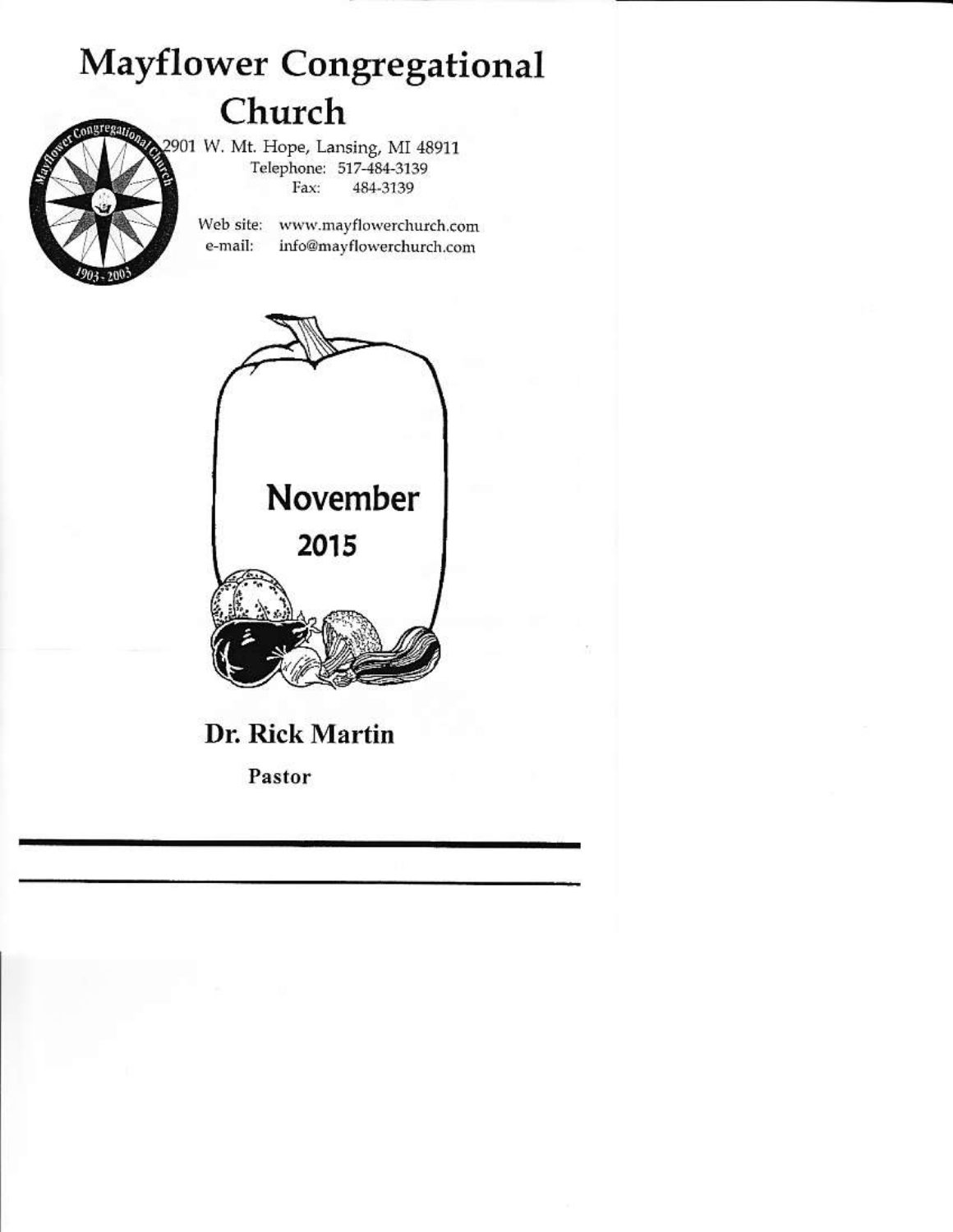# Mayflower Congregational Church

2901 W. Mt. Hope, Lansing, MI 48911
Telephone: 517-484-3139
Fax: 484-3139

Web site: www.mayflowerchurch.com
e-mail: info@mayflowerchurch.com

November
2015

**Dr. Rick Martin**

**Pastor**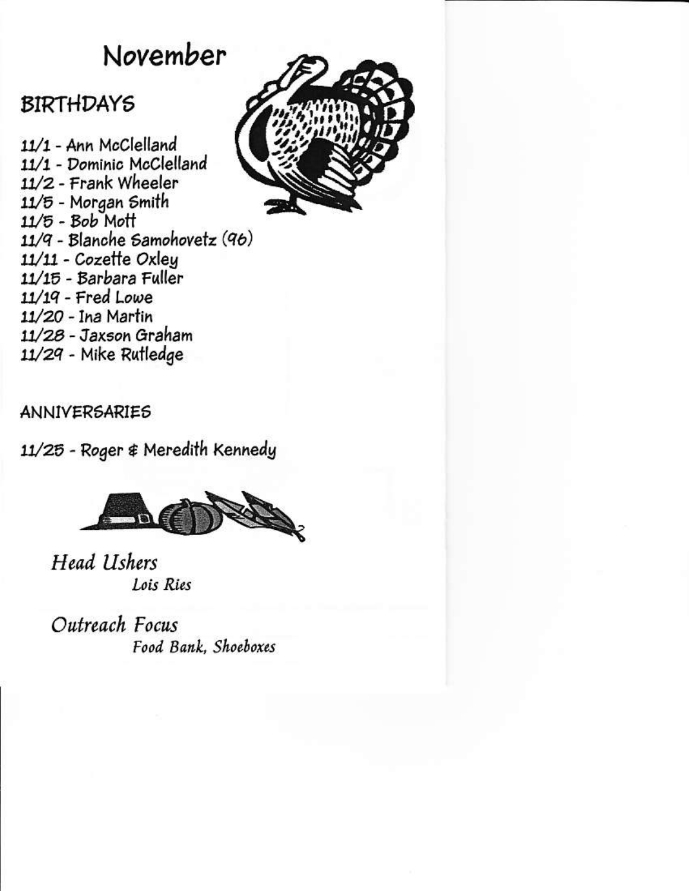# November

## BIRTHDAYS

11/1 - Ann McClelland
11/1 - Dominic McClelland
11/2 - Frank Wheeler
11/5 - Morgan Smith
11/5 - Bob Mott
11/9 - Blanche Samohovetz (96)
11/11 - Cozette Oxley
11/15 - Barbara Fuller
11/19 - Fred Lowe
11/20 - Ina Martin
11/28 - Jaxson Graham
11/29 - Mike Rutledge

## ANNIVERSARIES

11/25 - Roger & Meredith Kennedy

*Head Ushers*
*Lois Ries*

*Outreach Focus*
*Food Bank, Shoeboxes*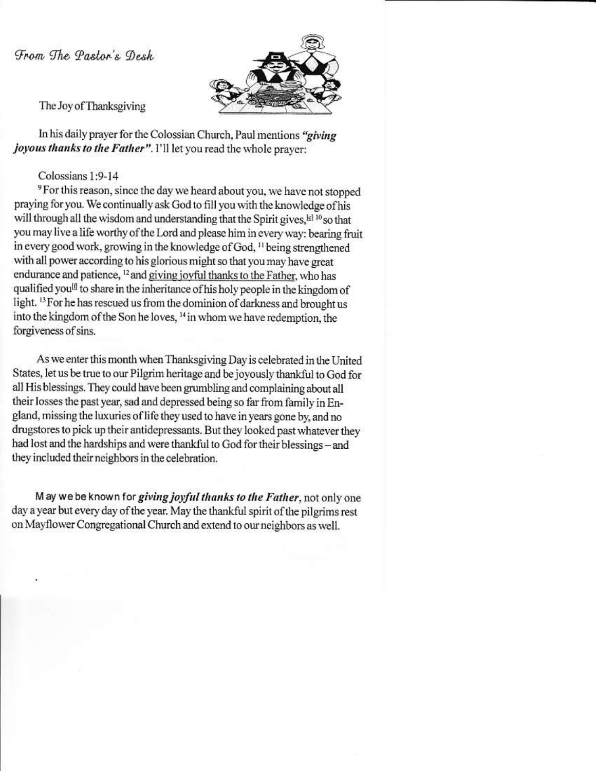*From The Pastor's Desk*

The Joy of Thanksgiving

In his daily prayer for the Colossian Church, Paul mentions ***"giving joyous thanks to the Father"***. I'll let you read the whole prayer:

Colossians 1:9-14

[9] For this reason, since the day we heard about you, we have not stopped praying for you. We continually ask God to fill you with the knowledge of his will through all the wisdom and understanding that the Spirit gives,[e] [10] so that you may live a life worthy of the Lord and please him in every way: bearing fruit in every good work, growing in the knowledge of God, [11] being strengthened with all power according to his glorious might so that you may have great endurance and patience, [12] and giving joyful thanks to the Father, who has qualified you[f] to share in the inheritance of his holy people in the kingdom of light. [13] For he has rescued us from the dominion of darkness and brought us into the kingdom of the Son he loves, [14] in whom we have redemption, the forgiveness of sins.

As we enter this month when Thanksgiving Day is celebrated in the United States, let us be true to our Pilgrim heritage and be joyously thankful to God for all His blessings. They could have been grumbling and complaining about all their losses the past year, sad and depressed being so far from family in England, missing the luxuries of life they used to have in years gone by, and no drugstores to pick up their antidepressants. But they looked past whatever they had lost and the hardships and were thankful to God for their blessings – and they included their neighbors in the celebration.

May we be known for ***giving joyful thanks to the Father***, not only one day a year but every day of the year. May the thankful spirit of the pilgrims rest on Mayflower Congregational Church and extend to our neighbors as well.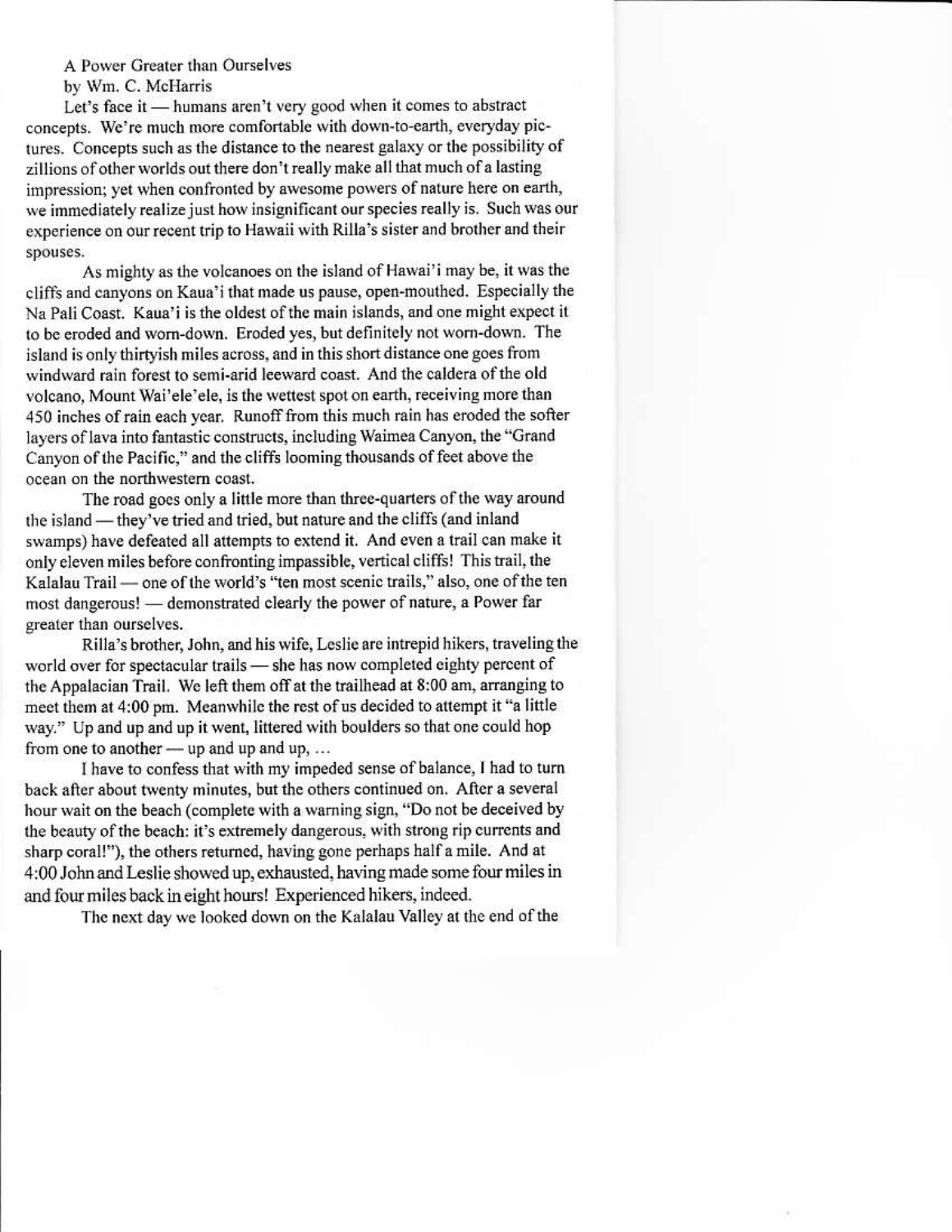A Power Greater than Ourselves

by Wm. C. McHarris

Let's face it — humans aren't very good when it comes to abstract concepts. We're much more comfortable with down-to-earth, everyday pictures. Concepts such as the distance to the nearest galaxy or the possibility of zillions of other worlds out there don't really make all that much of a lasting impression; yet when confronted by awesome powers of nature here on earth, we immediately realize just how insignificant our species really is. Such was our experience on our recent trip to Hawaii with Rilla's sister and brother and their spouses.

As mighty as the volcanoes on the island of Hawai'i may be, it was the cliffs and canyons on Kaua'i that made us pause, open-mouthed. Especially the Na Pali Coast. Kaua'i is the oldest of the main islands, and one might expect it to be eroded and worn-down. Eroded yes, but definitely not worn-down. The island is only thirtyish miles across, and in this short distance one goes from windward rain forest to semi-arid leeward coast. And the caldera of the old volcano, Mount Wai'ele'ele, is the wettest spot on earth, receiving more than 450 inches of rain each year. Runoff from this much rain has eroded the softer layers of lava into fantastic constructs, including Waimea Canyon, the "Grand Canyon of the Pacific," and the cliffs looming thousands of feet above the ocean on the northwestern coast.

The road goes only a little more than three-quarters of the way around the island — they've tried and tried, but nature and the cliffs (and inland swamps) have defeated all attempts to extend it. And even a trail can make it only eleven miles before confronting impassible, vertical cliffs! This trail, the Kalalau Trail — one of the world's "ten most scenic trails," also, one of the ten most dangerous! — demonstrated clearly the power of nature, a Power far greater than ourselves.

Rilla's brother, John, and his wife, Leslie are intrepid hikers, traveling the world over for spectacular trails — she has now completed eighty percent of the Appalachian Trail. We left them off at the trailhead at 8:00 am, arranging to meet them at 4:00 pm. Meanwhile the rest of us decided to attempt it "a little way." Up and up and up it went, littered with boulders so that one could hop from one to another — up and up and up, ...

I have to confess that with my impeded sense of balance, I had to turn back after about twenty minutes, but the others continued on. After a several hour wait on the beach (complete with a warning sign, "Do not be deceived by the beauty of the beach: it's extremely dangerous, with strong rip currents and sharp coral!"), the others returned, having gone perhaps half a mile. And at 4:00 John and Leslie showed up, exhausted, having made some four miles in and four miles back in eight hours! Experienced hikers, indeed.

The next day we looked down on the Kalalau Valley at the end of the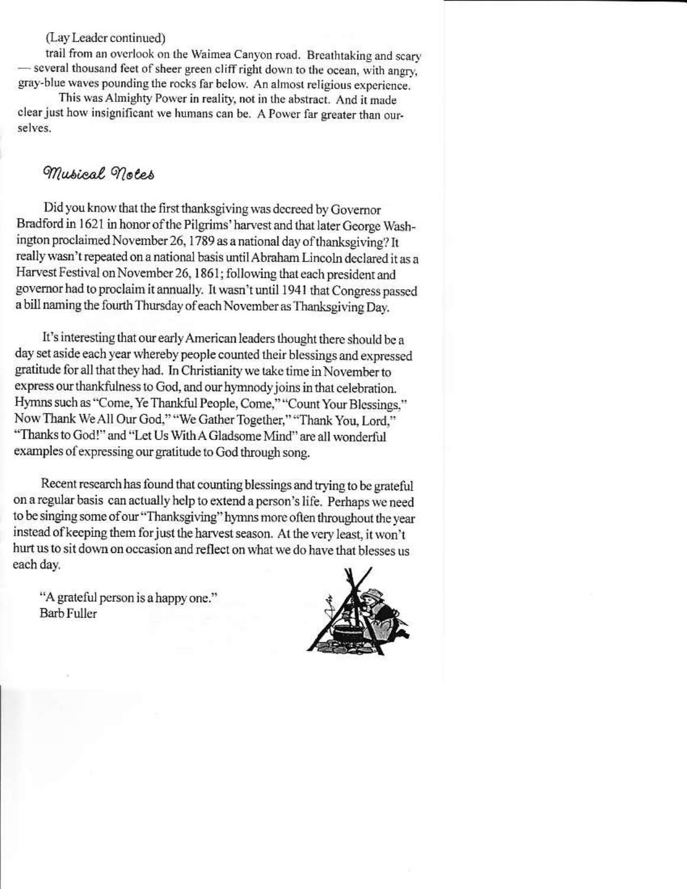(Lay Leader continued)

trail from an overlook on the Waimea Canyon road. Breathtaking and scary — several thousand feet of sheer green cliff right down to the ocean, with angry, gray-blue waves pounding the rocks far below. An almost religious experience.

This was Almighty Power in reality, not in the abstract. And it made clear just how insignificant we humans can be. A Power far greater than ourselves.

## *Musical Notes*

Did you know that the first thanksgiving was decreed by Governor Bradford in 1621 in honor of the Pilgrims' harvest and that later George Washington proclaimed November 26, 1789 as a national day of thanksgiving? It really wasn't repeated on a national basis until Abraham Lincoln declared it as a Harvest Festival on November 26, 1861; following that each president and governor had to proclaim it annually. It wasn't until 1941 that Congress passed a bill naming the fourth Thursday of each November as Thanksgiving Day.

It's interesting that our early American leaders thought there should be a day set aside each year whereby people counted their blessings and expressed gratitude for all that they had. In Christianity we take time in November to express our thankfulness to God, and our hymnody joins in that celebration. Hymns such as "Come, Ye Thankful People, Come," "Count Your Blessings," Now Thank We All Our God," "We Gather Together," "Thank You, Lord," "Thanks to God!" and "Let Us With A Gladsome Mind" are all wonderful examples of expressing our gratitude to God through song.

Recent research has found that counting blessings and trying to be grateful on a regular basis can actually help to extend a person's life. Perhaps we need to be singing some of our "Thanksgiving" hymns more often throughout the year instead of keeping them for just the harvest season. At the very least, it won't hurt us to sit down on occasion and reflect on what we do have that blesses us each day.

"A grateful person is a happy one."
Barb Fuller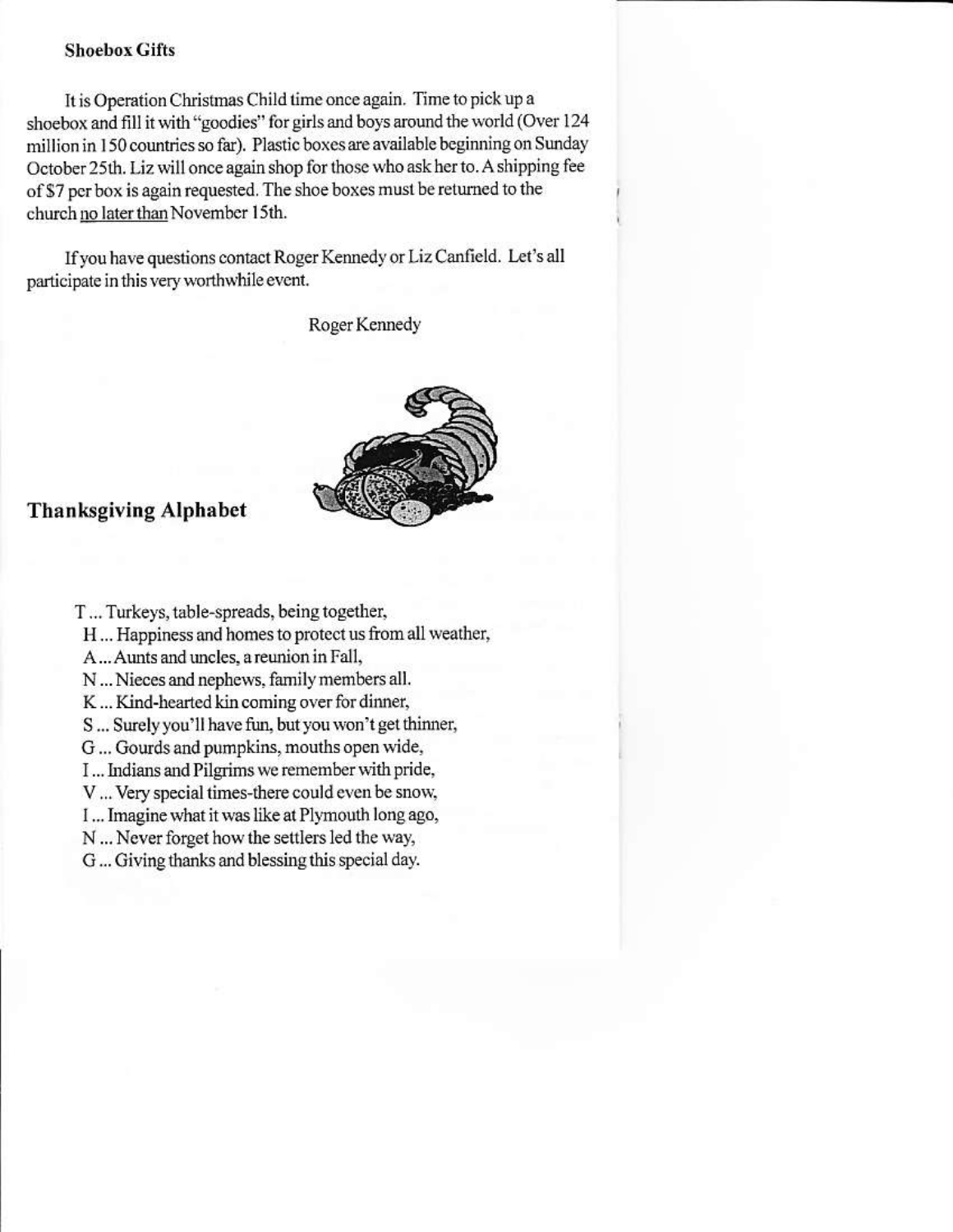### Shoebox Gifts

It is Operation Christmas Child time once again. Time to pick up a shoebox and fill it with "goodies" for girls and boys around the world (Over 124 million in 150 countries so far). Plastic boxes are available beginning on Sunday October 25th. Liz will once again shop for those who ask her to. A shipping fee of $7 per box is again requested. The shoe boxes must be returned to the church no later than November 15th.

If you have questions contact Roger Kennedy or Liz Canfield. Let's all participate in this very worthwhile event.

Roger Kennedy

## Thanksgiving Alphabet

T ... Turkeys, table-spreads, being together,  
H ... Happiness and homes to protect us from all weather,  
A ... Aunts and uncles, a reunion in Fall,  
N ... Nieces and nephews, family members all.  
K ... Kind-hearted kin coming over for dinner,  
S ... Surely you'll have fun, but you won't get thinner,  
G ... Gourds and pumpkins, mouths open wide,  
I ... Indians and Pilgrims we remember with pride,  
V ... Very special times-there could even be snow,  
I ... Imagine what it was like at Plymouth long ago,  
N ... Never forget how the settlers led the way,  
G ... Giving thanks and blessing this special day.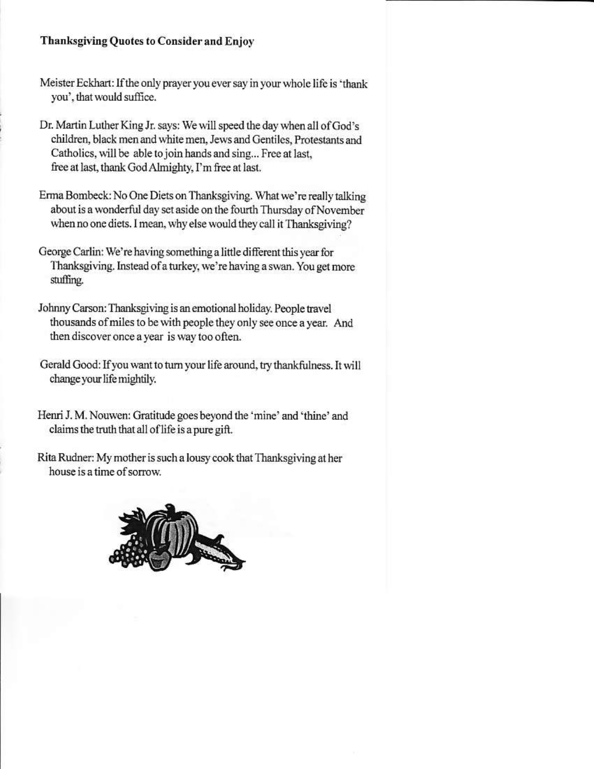**Thanksgiving Quotes to Consider and Enjoy**

Meister Eckhart: If the only prayer you ever say in your whole life is 'thank you', that would suffice.

Dr. Martin Luther King Jr. says: We will speed the day when all of God's children, black men and white men, Jews and Gentiles, Protestants and Catholics, will be able to join hands and sing... Free at last, free at last, thank God Almighty, I'm free at last.

Erma Bombeck: No One Diets on Thanksgiving. What we're really talking about is a wonderful day set aside on the fourth Thursday of November when no one diets. I mean, why else would they call it Thanksgiving?

George Carlin: We're having something a little different this year for Thanksgiving. Instead of a turkey, we're having a swan. You get more stuffing.

Johnny Carson: Thanksgiving is an emotional holiday. People travel thousands of miles to be with people they only see once a year. And then discover once a year is way too often.

Gerald Good: If you want to turn your life around, try thankfulness. It will change your life mightily.

Henri J. M. Nouwen: Gratitude goes beyond the 'mine' and 'thine' and claims the truth that all of life is a pure gift.

Rita Rudner: My mother is such a lousy cook that Thanksgiving at her house is a time of sorrow.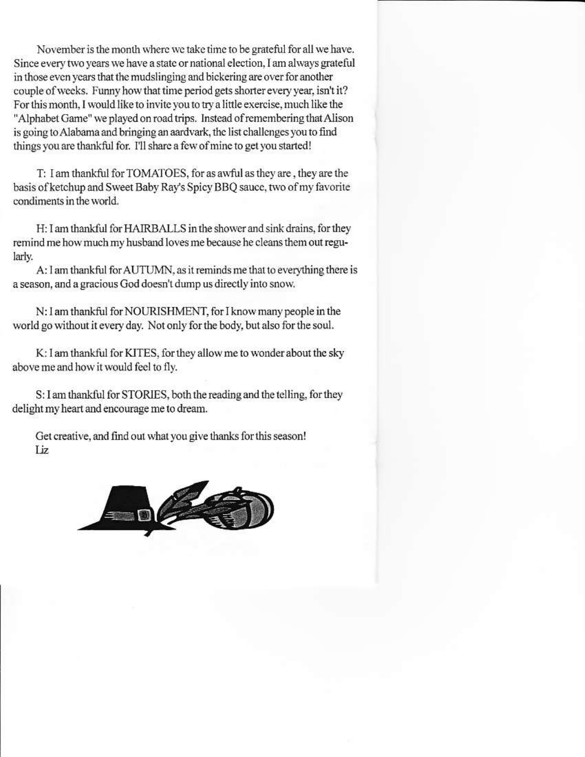November is the month where we take time to be grateful for all we have. Since every two years we have a state or national election, I am always grateful in those even years that the mudslinging and bickering are over for another couple of weeks. Funny how that time period gets shorter every year, isn't it? For this month, I would like to invite you to try a little exercise, much like the "Alphabet Game" we played on road trips. Instead of remembering that Alison is going to Alabama and bringing an aardvark, the list challenges you to find things you are thankful for. I'll share a few of mine to get you started!

T: I am thankful for TOMATOES, for as awful as they are , they are the basis of ketchup and Sweet Baby Ray's Spicy BBQ sauce, two of my favorite condiments in the world.

H: I am thankful for HAIRBALLS in the shower and sink drains, for they remind me how much my husband loves me because he cleans them out regularly.

A: I am thankful for AUTUMN, as it reminds me that to everything there is a season, and a gracious God doesn't dump us directly into snow.

N: I am thankful for NOURISHMENT, for I know many people in the world go without it every day. Not only for the body, but also for the soul.

K: I am thankful for KITES, for they allow me to wonder about the sky above me and how it would feel to fly.

S: I am thankful for STORIES, both the reading and the telling, for they delight my heart and encourage me to dream.

Get creative, and find out what you give thanks for this season!
Liz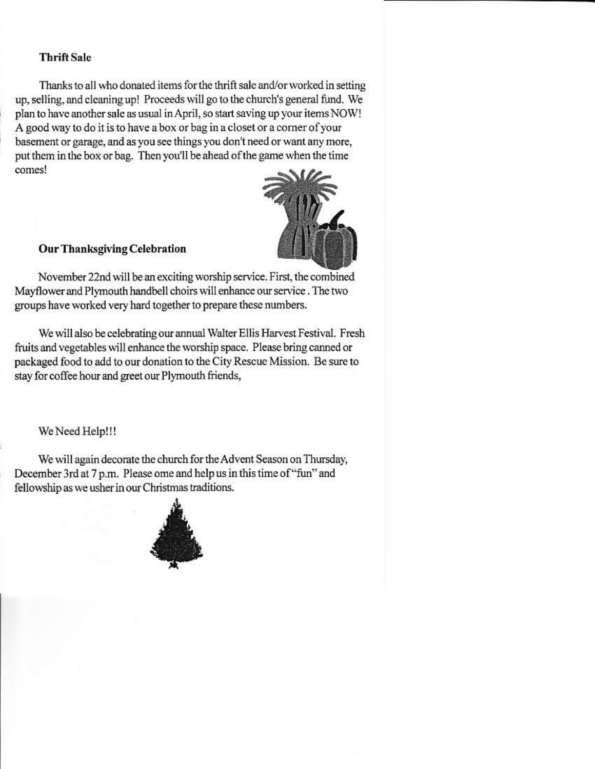### Thrift Sale

Thanks to all who donated items for the thrift sale and/or worked in setting up, selling, and cleaning up! Proceeds will go to the church's general fund. We plan to have another sale as usual in April, so start saving up your items NOW! A good way to do it is to have a box or bag in a closet or a corner of your basement or garage, and as you see things you don't need or want any more, put them in the box or bag. Then you'll be ahead of the game when the time comes!

### Our Thanksgiving Celebration

November 22nd will be an exciting worship service. First, the combined Mayflower and Plymouth handbell choirs will enhance our service . The two groups have worked very hard together to prepare these numbers.

We will also be celebrating our annual Walter Ellis Harvest Festival. Fresh fruits and vegetables will enhance the worship space. Please bring canned or packaged food to add to our donation to the City Rescue Mission. Be sure to stay for coffee hour and greet our Plymouth friends,

We Need Help!!!

We will again decorate the church for the Advent Season on Thursday, December 3rd at 7 p.m. Please ome and help us in this time of "fun" and fellowship as we usher in our Christmas traditions.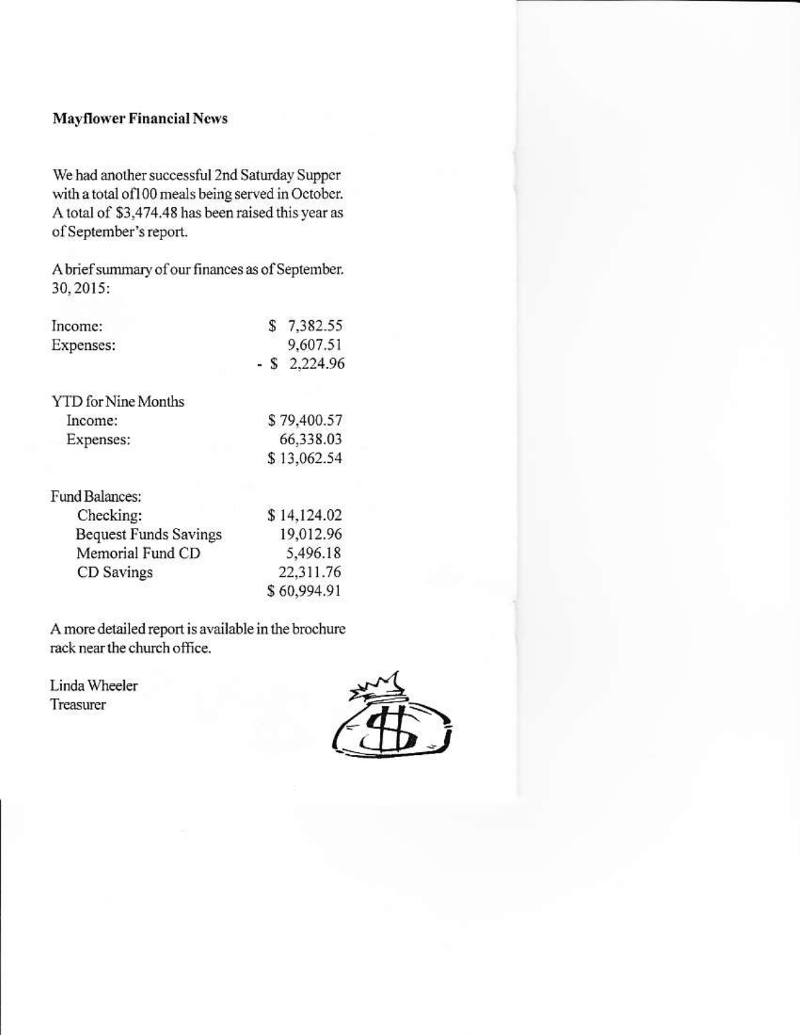**Mayflower Financial News**

We had another successful 2nd Saturday Supper with a total of100 meals being served in October. A total of $3,474.48 has been raised this year as of September's report.

A brief summary of our finances as of September. 30, 2015:

| | |
|---|---|
| Income: | $ 7,382.55 |
| Expenses: | 9,607.51 |
| | - $ 2,224.96 |

| | |
|---|---|
| YTD for Nine Months | |
| Income: | $ 79,400.57 |
| Expenses: | 66,338.03 |
| | $ 13,062.54 |

| | |
|---|---|
| Fund Balances: | |
| Checking: | $ 14,124.02 |
| Bequest Funds Savings | 19,012.96 |
| Memorial Fund CD | 5,496.18 |
| CD Savings | 22,311.76 |
| | $ 60,994.91 |

A more detailed report is available in the brochure rack near the church office.

Linda Wheeler
Treasurer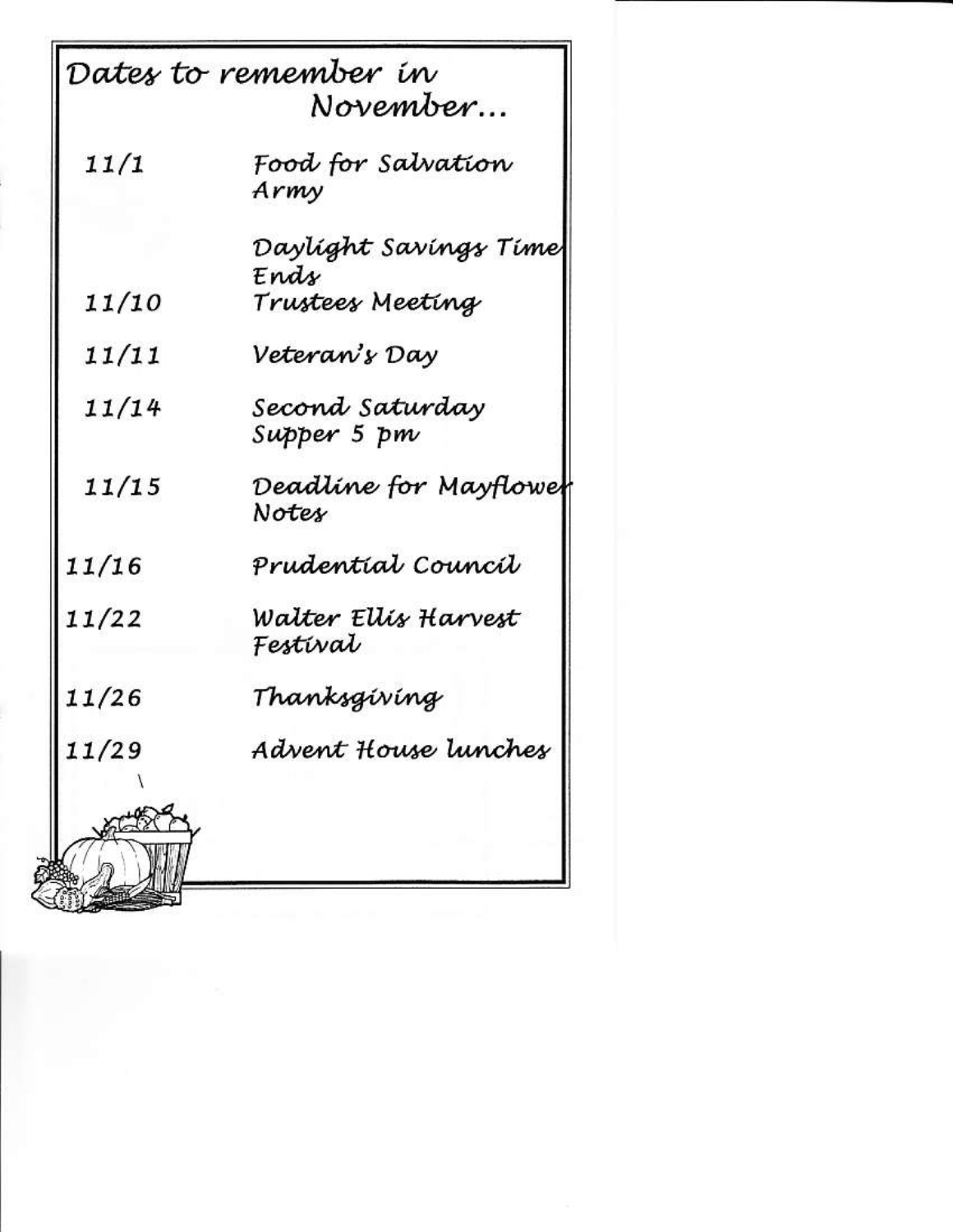## Dates to remember in November...

| | |
|---|---|
| 11/1 | Food for Salvation Army |
| | Daylight Savings Time Ends |
| 11/10 | Trustees Meeting |
| 11/11 | Veteran's Day |
| 11/14 | Second Saturday Supper 5 pm |
| 11/15 | Deadline for Mayflower Notes |
| 11/16 | Prudential Council |
| 11/22 | Walter Ellis Harvest Festival |
| 11/26 | Thanksgiving |
| 11/29 | Advent House lunches |